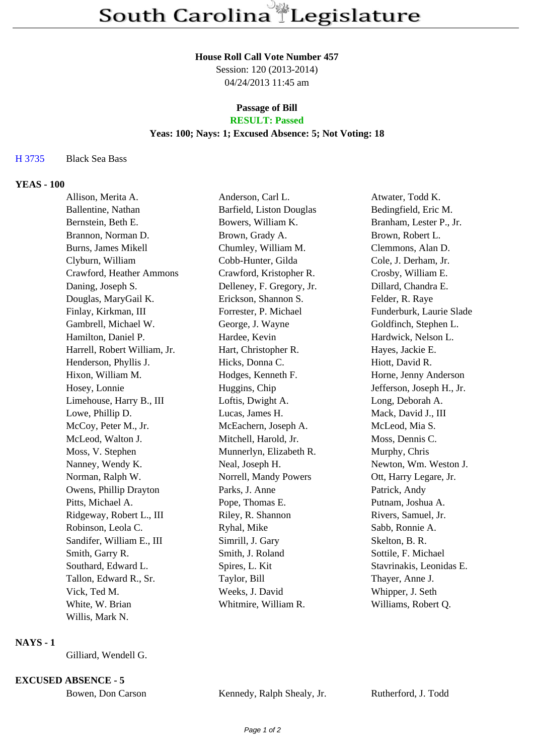# South Carolina Legislature

**House Roll Call Vote Number 457**
Session: 120 (2013-2014)
04/24/2013 11:45 am

**Passage of Bill**
**RESULT: Passed**
**Yeas: 100; Nays: 1; Excused Absence: 5; Not Voting: 18**

H 3735 Black Sea Bass

## YEAS - 100

| | | |
|---|---|---|
| Allison, Merita A. | Anderson, Carl L. | Atwater, Todd K. |
| Ballentine, Nathan | Barfield, Liston Douglas | Bedingfield, Eric M. |
| Bernstein, Beth E. | Bowers, William K. | Branham, Lester P., Jr. |
| Brannon, Norman D. | Brown, Grady A. | Brown, Robert L. |
| Burns, James Mikell | Chumley, William M. | Clemmons, Alan D. |
| Clyburn, William | Cobb-Hunter, Gilda | Cole, J. Derham, Jr. |
| Crawford, Heather Ammons | Crawford, Kristopher R. | Crosby, William E. |
| Daning, Joseph S. | Delleney, F. Gregory, Jr. | Dillard, Chandra E. |
| Douglas, MaryGail K. | Erickson, Shannon S. | Felder, R. Raye |
| Finlay, Kirkman, III | Forrester, P. Michael | Funderburk, Laurie Slade |
| Gambrell, Michael W. | George, J. Wayne | Goldfinch, Stephen L. |
| Hamilton, Daniel P. | Hardee, Kevin | Hardwick, Nelson L. |
| Harrell, Robert William, Jr. | Hart, Christopher R. | Hayes, Jackie E. |
| Henderson, Phyllis J. | Hicks, Donna C. | Hiott, David R. |
| Hixon, William M. | Hodges, Kenneth F. | Horne, Jenny Anderson |
| Hosey, Lonnie | Huggins, Chip | Jefferson, Joseph H., Jr. |
| Limehouse, Harry B., III | Loftis, Dwight A. | Long, Deborah A. |
| Lowe, Phillip D. | Lucas, James H. | Mack, David J., III |
| McCoy, Peter M., Jr. | McEachern, Joseph A. | McLeod, Mia S. |
| McLeod, Walton J. | Mitchell, Harold, Jr. | Moss, Dennis C. |
| Moss, V. Stephen | Munnerlyn, Elizabeth R. | Murphy, Chris |
| Nanney, Wendy K. | Neal, Joseph H. | Newton, Wm. Weston J. |
| Norman, Ralph W. | Norrell, Mandy Powers | Ott, Harry Legare, Jr. |
| Owens, Phillip Drayton | Parks, J. Anne | Patrick, Andy |
| Pitts, Michael A. | Pope, Thomas E. | Putnam, Joshua A. |
| Ridgeway, Robert L., III | Riley, R. Shannon | Rivers, Samuel, Jr. |
| Robinson, Leola C. | Ryhal, Mike | Sabb, Ronnie A. |
| Sandifer, William E., III | Simrill, J. Gary | Skelton, B. R. |
| Smith, Garry R. | Smith, J. Roland | Sottile, F. Michael |
| Southard, Edward L. | Spires, L. Kit | Stavrinakis, Leonidas E. |
| Tallon, Edward R., Sr. | Taylor, Bill | Thayer, Anne J. |
| Vick, Ted M. | Weeks, J. David | Whipper, J. Seth |
| White, W. Brian | Whitmire, William R. | Williams, Robert Q. |
| Willis, Mark N. | | |

## NAYS - 1

Gilliard, Wendell G.

## EXCUSED ABSENCE - 5

| | | |
|---|---|---|
| Bowen, Don Carson | Kennedy, Ralph Shealy, Jr. | Rutherford, J. Todd |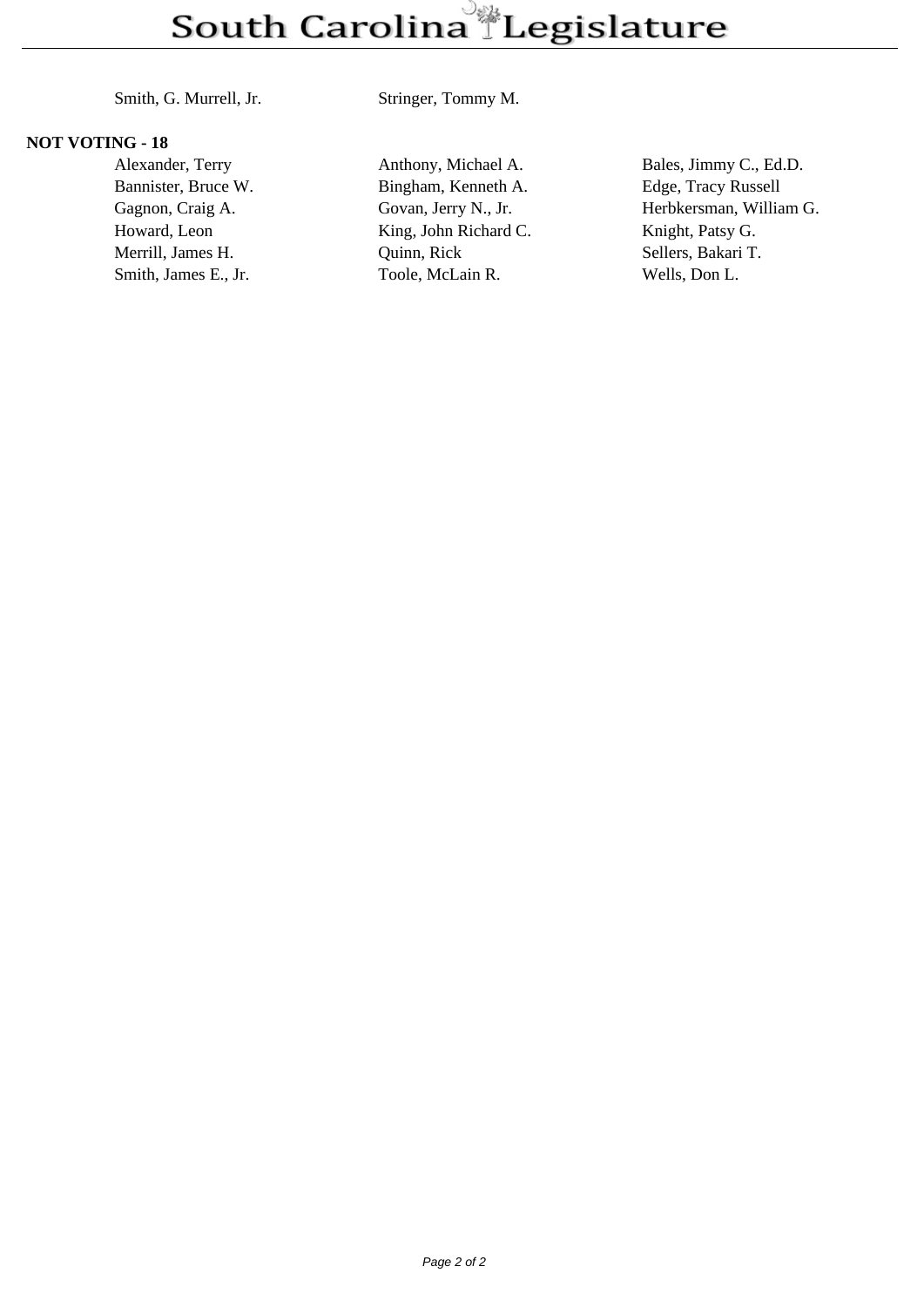| | | |
|---|---|---|
| Smith, G. Murrell, Jr. | Stringer, Tommy M. | |

**NOT VOTING - 18**

| | | |
|---|---|---|
| Alexander, Terry | Anthony, Michael A. | Bales, Jimmy C., Ed.D. |
| Bannister, Bruce W. | Bingham, Kenneth A. | Edge, Tracy Russell |
| Gagnon, Craig A. | Govan, Jerry N., Jr. | Herbkersman, William G. |
| Howard, Leon | King, John Richard C. | Knight, Patsy G. |
| Merrill, James H. | Quinn, Rick | Sellers, Bakari T. |
| Smith, James E., Jr. | Toole, McLain R. | Wells, Don L. |